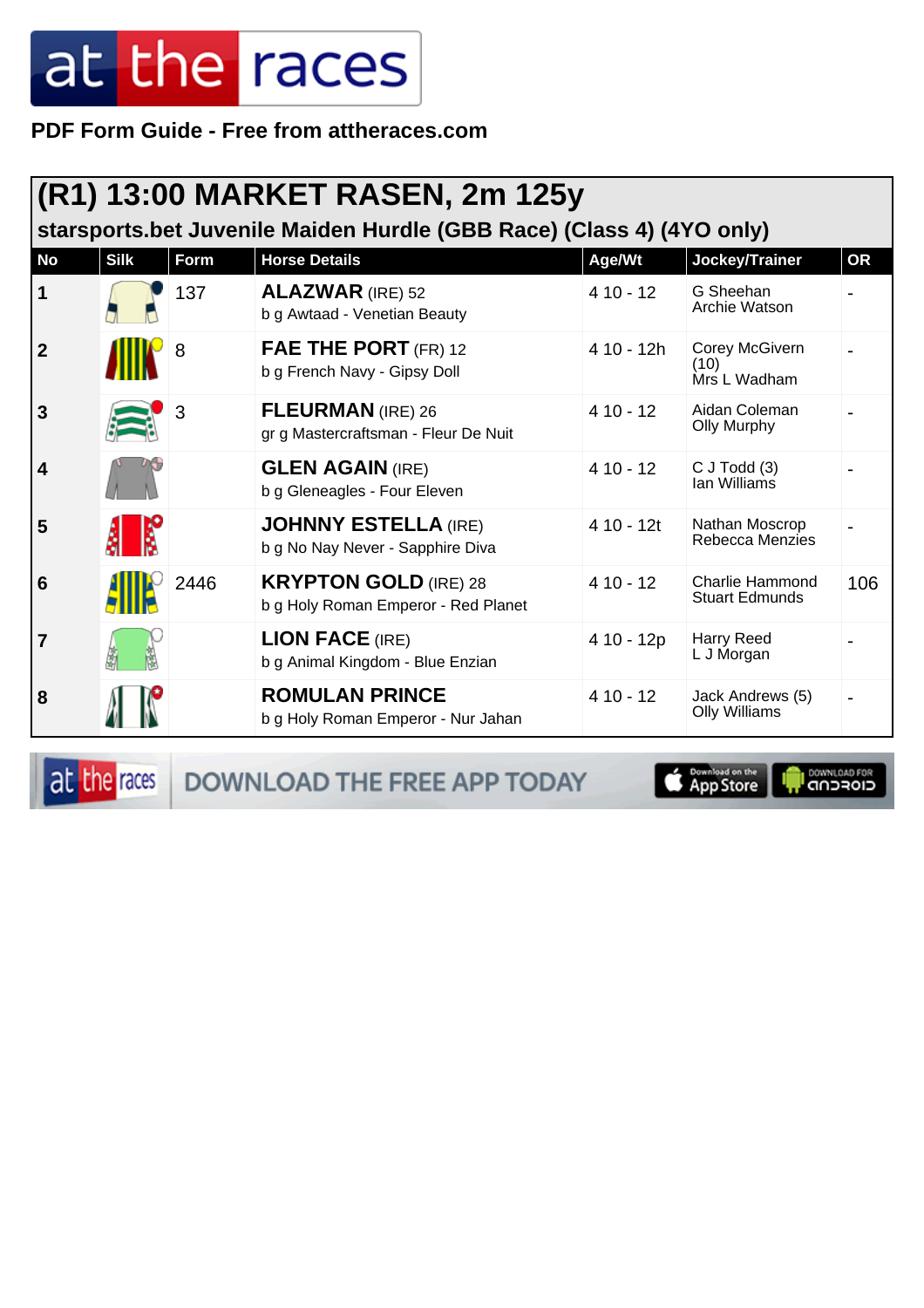PDF Form Guide - Free from attheraces.com

## (R1) 13:00 MARKET RASEN, 2m 125y

### starsports.bet Juvenile Maiden Hurdle (GBB Race) (Class 4) (4YO only)

| No | Silk | Form | Horse Details | Age/Wt | Jockey/Trainer | OR |
|---|---|---|---|---|---|---|
| 1 | | 137 | **ALAZWAR** (IRE) 52<br>b g Awtaad - Venetian Beauty | 4 10 - 12 | G Sheehan<br>Archie Watson | - |
| 2 | | 8 | **FAE THE PORT** (FR) 12<br>b g French Navy - Gipsy Doll | 4 10 - 12h | Corey McGivern (10)<br>Mrs L Wadham | - |
| 3 | | 3 | **FLEURMAN** (IRE) 26<br>gr g Mastercraftsman - Fleur De Nuit | 4 10 - 12 | Aidan Coleman<br>Olly Murphy | - |
| 4 | | | **GLEN AGAIN** (IRE)<br>b g Gleneagles - Four Eleven | 4 10 - 12 | C J Todd (3)<br>Ian Williams | - |
| 5 | | | **JOHNNY ESTELLA** (IRE)<br>b g No Nay Never - Sapphire Diva | 4 10 - 12t | Nathan Moscrop<br>Rebecca Menzies | - |
| 6 | | 2446 | **KRYPTON GOLD** (IRE) 28<br>b g Holy Roman Emperor - Red Planet | 4 10 - 12 | Charlie Hammond<br>Stuart Edmunds | 106 |
| 7 | | | **LION FACE** (IRE)<br>b g Animal Kingdom - Blue Enzian | 4 10 - 12p | Harry Reed<br>L J Morgan | - |
| 8 | | | **ROMULAN PRINCE**<br>b g Holy Roman Emperor - Nur Jahan | 4 10 - 12 | Jack Andrews (5)<br>Olly Williams | - |

DOWNLOAD THE FREE APP TODAY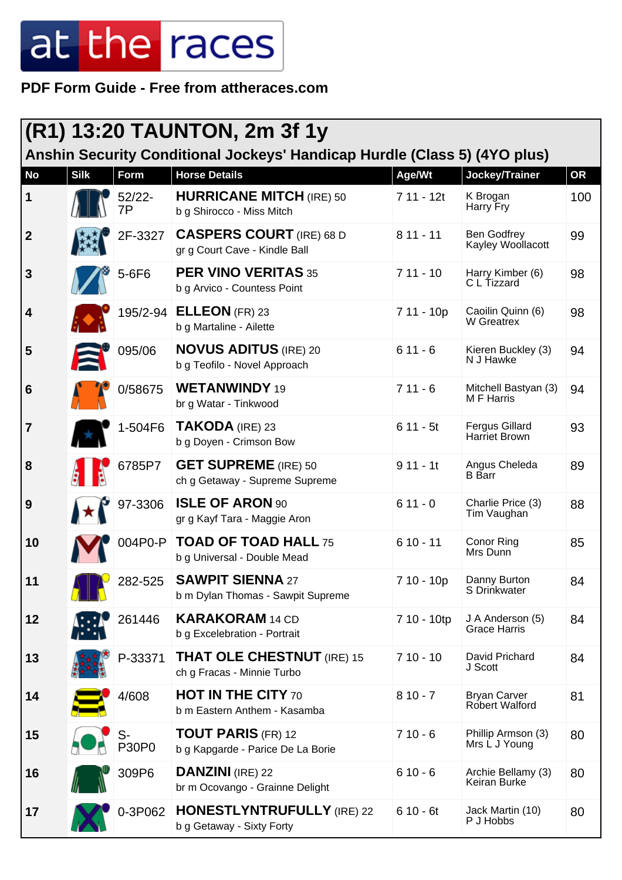# at the races

**PDF Form Guide - Free from attheraces.com**

## (R1) 13:20 TAUNTON, 2m 3f 1y

### Anshin Security Conditional Jockeys' Handicap Hurdle (Class 5) (4YO plus)

| No | Silk | Form | Horse Details | Age/Wt | Jockey/Trainer | OR |
|---|---|---|---|---|---|---|
| 1 | | 52/22-7P | **HURRICANE MITCH** (IRE) 50<br>b g Shirocco - Miss Mitch | 7 11 - 12t | K Brogan<br>Harry Fry | 100 |
| 2 | | 2F-3327 | **CASPERS COURT** (IRE) 68 D<br>gr g Court Cave - Kindle Ball | 8 11 - 11 | Ben Godfrey<br>Kayley Woollacott | 99 |
| 3 | | 5-6F6 | **PER VINO VERITAS** 35<br>b g Arvico - Countess Point | 7 11 - 10 | Harry Kimber (6)<br>C L Tizzard | 98 |
| 4 | | 195/2-94 | **ELLEON** (FR) 23<br>b g Martaline - Ailette | 7 11 - 10p | Caoilin Quinn (6)<br>W Greatrex | 98 |
| 5 | | 095/06 | **NOVUS ADITUS** (IRE) 20<br>b g Teofilo - Novel Approach | 6 11 - 6 | Kieren Buckley (3)<br>N J Hawke | 94 |
| 6 | | 0/58675 | **WETANWINDY** 19<br>br g Watar - Tinkwood | 7 11 - 6 | Mitchell Bastyan (3)<br>M F Harris | 94 |
| 7 | | 1-504F6 | **TAKODA** (IRE) 23<br>b g Doyen - Crimson Bow | 6 11 - 5t | Fergus Gillard<br>Harriet Brown | 93 |
| 8 | | 6785P7 | **GET SUPREME** (IRE) 50<br>ch g Getaway - Supreme Supreme | 9 11 - 1t | Angus Cheleda<br>B Barr | 89 |
| 9 | | 97-3306 | **ISLE OF ARON** 90<br>gr g Kayf Tara - Maggie Aron | 6 11 - 0 | Charlie Price (3)<br>Tim Vaughan | 88 |
| 10 | | 004P0-P | **TOAD OF TOAD HALL** 75<br>b g Universal - Double Mead | 6 10 - 11 | Conor Ring<br>Mrs Dunn | 85 |
| 11 | | 282-525 | **SAWPIT SIENNA** 27<br>b m Dylan Thomas - Sawpit Supreme | 7 10 - 10p | Danny Burton<br>S Drinkwater | 84 |
| 12 | | 261446 | **KARAKORAM** 14 CD<br>b g Excelebration - Portrait | 7 10 - 10tp | J A Anderson (5)<br>Grace Harris | 84 |
| 13 | | P-33371 | **THAT OLE CHESTNUT** (IRE) 15<br>ch g Fracas - Minnie Turbo | 7 10 - 10 | David Prichard<br>J Scott | 84 |
| 14 | | 4/608 | **HOT IN THE CITY** 70<br>b m Eastern Anthem - Kasamba | 8 10 - 7 | Bryan Carver<br>Robert Walford | 81 |
| 15 | | S-P30P0 | **TOUT PARIS** (FR) 12<br>b g Kapgarde - Parice De La Borie | 7 10 - 6 | Phillip Armson (3)<br>Mrs L J Young | 80 |
| 16 | | 309P6 | **DANZINI** (IRE) 22<br>br m Ocovango - Grainne Delight | 6 10 - 6 | Archie Bellamy (3)<br>Keiran Burke | 80 |
| 17 | | 0-3P062 | **HONESTLYNTRUFULLY** (IRE) 22<br>b g Getaway - Sixty Forty | 6 10 - 6t | Jack Martin (10)<br>P J Hobbs | 80 |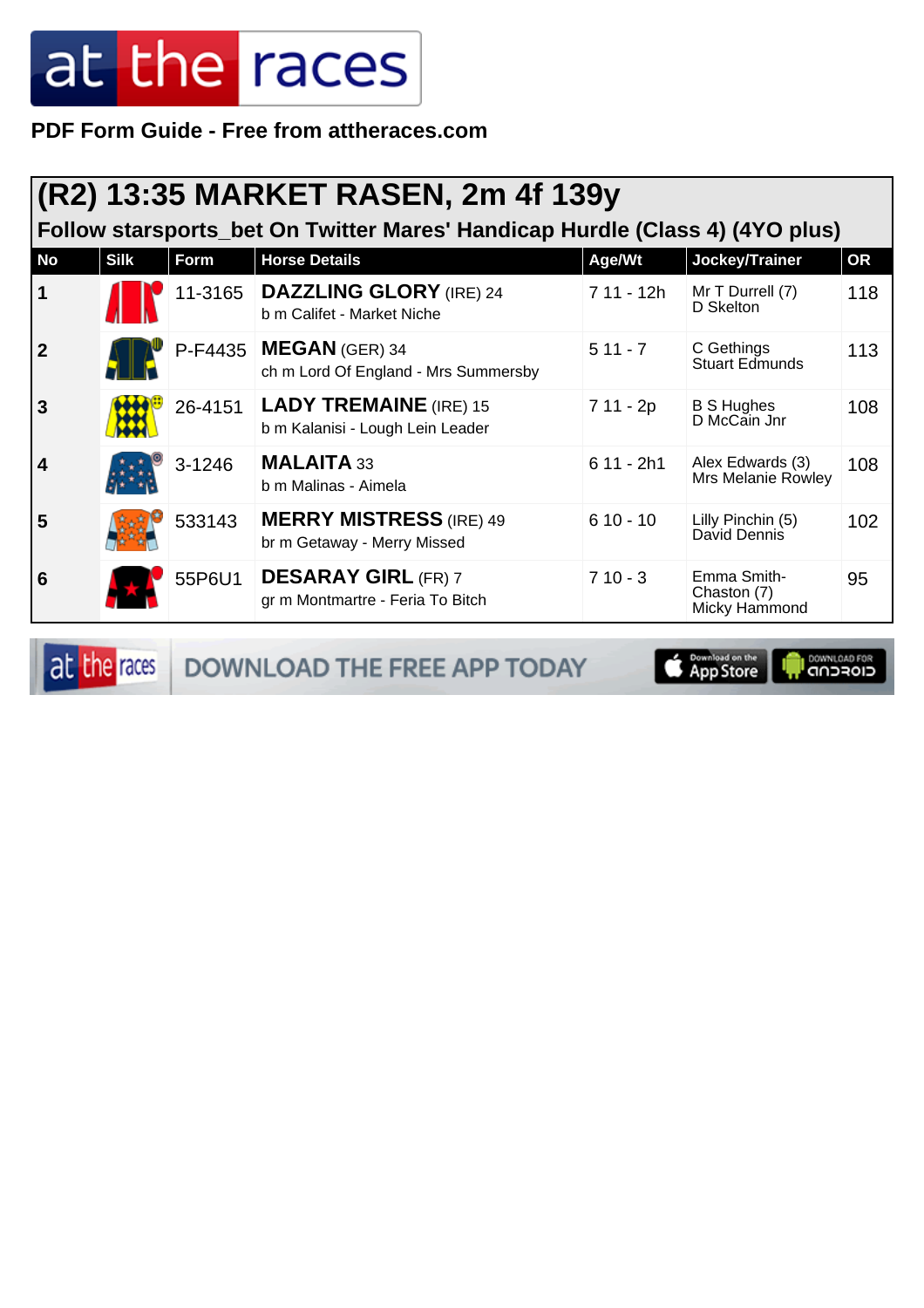PDF Form Guide - Free from attheraces.com

## (R2) 13:35 MARKET RASEN, 2m 4f 139y

### Follow starsports_bet On Twitter Mares' Handicap Hurdle (Class 4) (4YO plus)

| No | Silk | Form | Horse Details | Age/Wt | Jockey/Trainer | OR |
|---|---|---|---|---|---|---|
| 1 | | 11-3165 | **DAZZLING GLORY** (IRE) 24<br>b m Califet - Market Niche | 7 11 - 12h | Mr T Durrell (7)<br>D Skelton | 118 |
| 2 | | P-F4435 | **MEGAN** (GER) 34<br>ch m Lord Of England - Mrs Summersby | 5 11 - 7 | C Gethings<br>Stuart Edmunds | 113 |
| 3 | | 26-4151 | **LADY TREMAINE** (IRE) 15<br>b m Kalanisi - Lough Lein Leader | 7 11 - 2p | B S Hughes<br>D McCain Jnr | 108 |
| 4 | | 3-1246 | **MALAITA** 33<br>b m Malinas - Aimela | 6 11 - 2h1 | Alex Edwards (3)<br>Mrs Melanie Rowley | 108 |
| 5 | | 533143 | **MERRY MISTRESS** (IRE) 49<br>br m Getaway - Merry Missed | 6 10 - 10 | Lilly Pinchin (5)<br>David Dennis | 102 |
| 6 | | 55P6U1 | **DESARAY GIRL** (FR) 7<br>gr m Montmartre - Feria To Bitch | 7 10 - 3 | Emma Smith-Chaston (7)<br>Micky Hammond | 95 |

DOWNLOAD THE FREE APP TODAY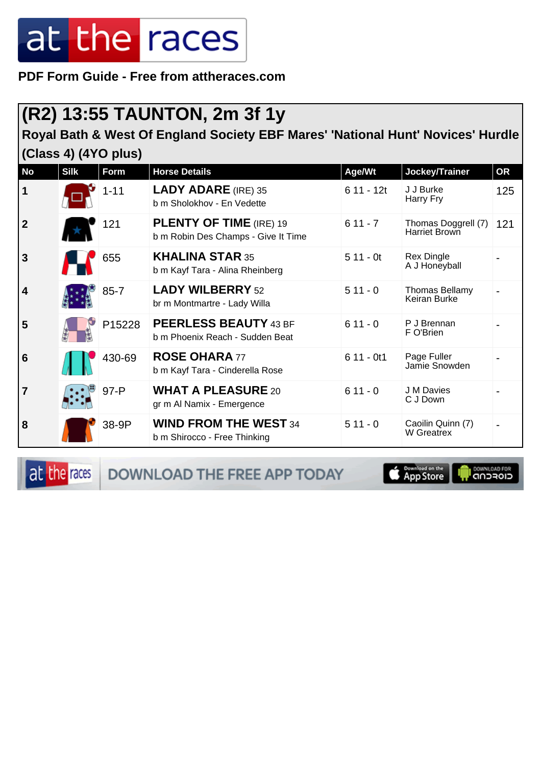PDF Form Guide - Free from attheraces.com

# (R2) 13:55 TAUNTON, 2m 3f 1y

## Royal Bath & West Of England Society EBF Mares' 'National Hunt' Novices' Hurdle (Class 4) (4YO plus)

| No | Silk | Form | Horse Details | Age/Wt | Jockey/Trainer | OR |
|---|---|---|---|---|---|---|
| 1 | | 1-11 | **LADY ADARE** (IRE) 35<br>b m Sholokhov - En Vedette | 6 11 - 12t | J J Burke<br>Harry Fry | 125 |
| 2 | | 121 | **PLENTY OF TIME** (IRE) 19<br>b m Robin Des Champs - Give It Time | 6 11 - 7 | Thomas Doggrell (7)<br>Harriet Brown | 121 |
| 3 | | 655 | **KHALINA STAR** 35<br>b m Kayf Tara - Alina Rheinberg | 5 11 - 0t | Rex Dingle<br>A J Honeyball | - |
| 4 | | 85-7 | **LADY WILBERRY** 52<br>br m Montmartre - Lady Willa | 5 11 - 0 | Thomas Bellamy<br>Keiran Burke | - |
| 5 | | P15228 | **PEERLESS BEAUTY** 43 BF<br>b m Phoenix Reach - Sudden Beat | 6 11 - 0 | P J Brennan<br>F O'Brien | - |
| 6 | | 430-69 | **ROSE OHARA** 77<br>b m Kayf Tara - Cinderella Rose | 6 11 - 0t1 | Page Fuller<br>Jamie Snowden | - |
| 7 | | 97-P | **WHAT A PLEASURE** 20<br>gr m Al Namix - Emergence | 6 11 - 0 | J M Davies<br>C J Down | - |
| 8 | | 38-9P | **WIND FROM THE WEST** 34<br>b m Shirocco - Free Thinking | 5 11 - 0 | Caoilin Quinn (7)<br>W Greatrex | - |

DOWNLOAD THE FREE APP TODAY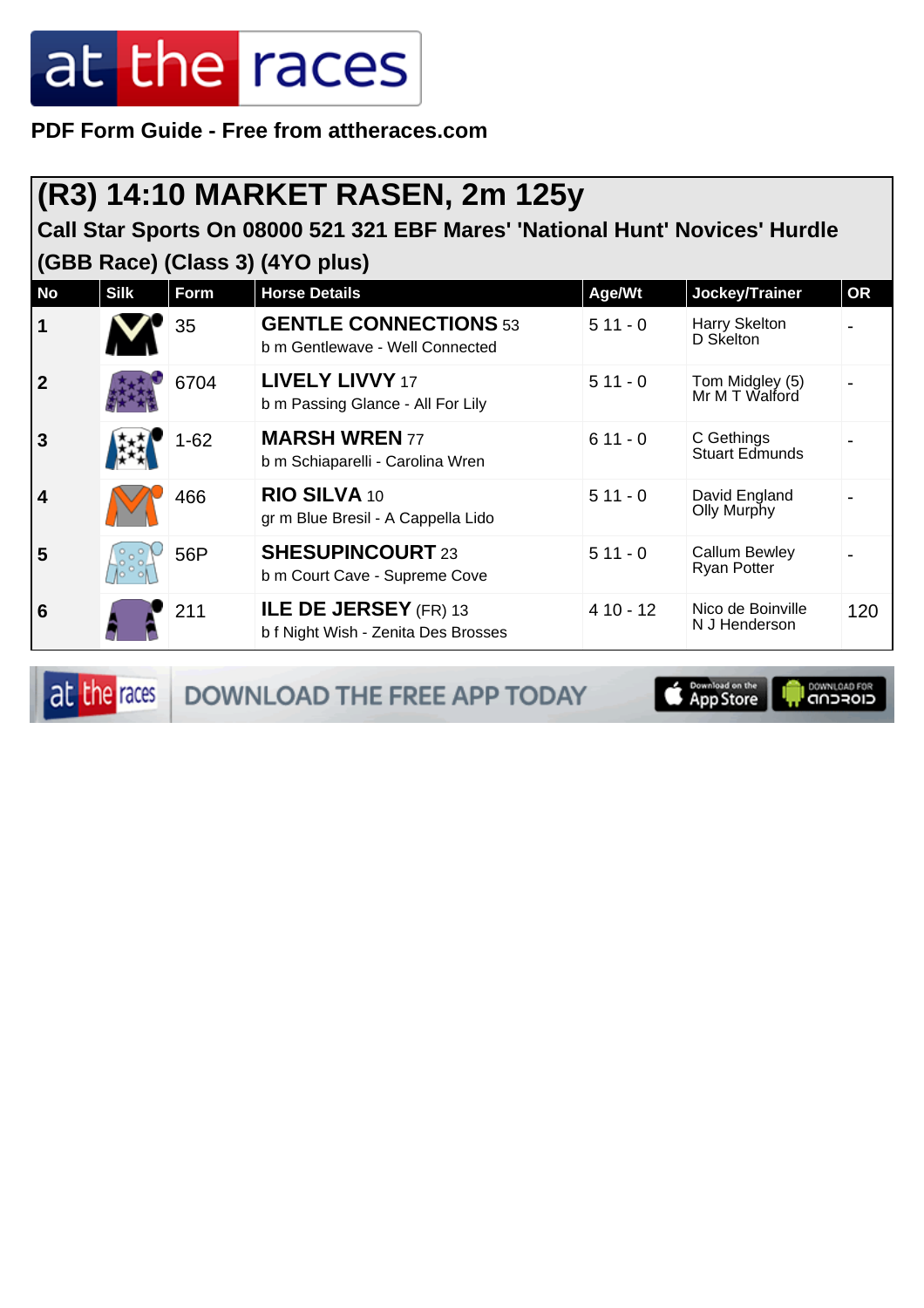PDF Form Guide - Free from attheraces.com

# (R3) 14:10 MARKET RASEN, 2m 125y

## Call Star Sports On 08000 521 321 EBF Mares' 'National Hunt' Novices' Hurdle (GBB Race) (Class 3) (4YO plus)

| No | Silk | Form | Horse Details | Age/Wt | Jockey/Trainer | OR |
|---|---|---|---|---|---|---|
| 1 | | 35 | **GENTLE CONNECTIONS** 53<br>b m Gentlewave - Well Connected | 5 11 - 0 | Harry Skelton<br>D Skelton | - |
| 2 | | 6704 | **LIVELY LIVVY** 17<br>b m Passing Glance - All For Lily | 5 11 - 0 | Tom Midgley (5)<br>Mr M T Walford | - |
| 3 | | 1-62 | **MARSH WREN** 77<br>b m Schiaparelli - Carolina Wren | 6 11 - 0 | C Gethings<br>Stuart Edmunds | - |
| 4 | | 466 | **RIO SILVA** 10<br>gr m Blue Bresil - A Cappella Lido | 5 11 - 0 | David England<br>Olly Murphy | - |
| 5 | | 56P | **SHESUPINCOURT** 23<br>b m Court Cave - Supreme Cove | 5 11 - 0 | Callum Bewley<br>Ryan Potter | - |
| 6 | | 211 | **ILE DE JERSEY** (FR) 13<br>b f Night Wish - Zenita Des Brosses | 4 10 - 12 | Nico de Boinville<br>N J Henderson | 120 |

DOWNLOAD THE FREE APP TODAY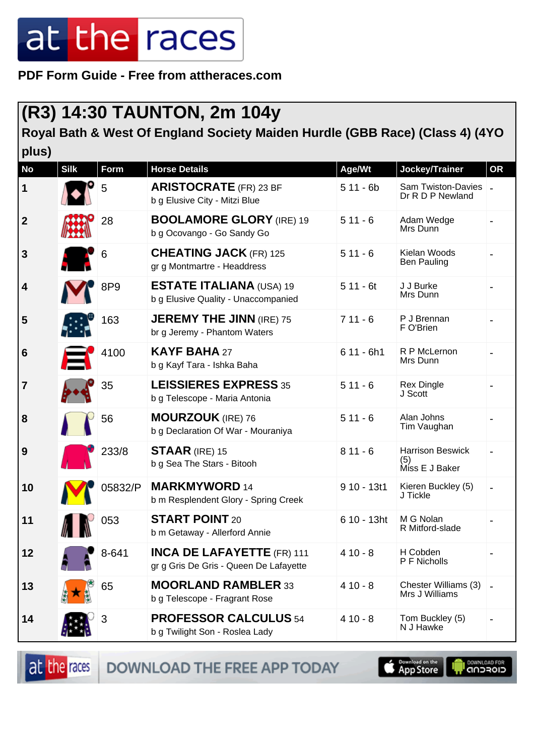PDF Form Guide - Free from attheraces.com

## (R3) 14:30 TAUNTON, 2m 104y

### Royal Bath & West Of England Society Maiden Hurdle (GBB Race) (Class 4) (4YO plus)

| No | Silk | Form | Horse Details | Age/Wt | Jockey/Trainer | OR |
|---|---|---|---|---|---|---|
| 1 | | 5 | **ARISTOCRATE** (FR) 23 BF<br>b g Elusive City - Mitzi Blue | 5 11 - 6b | Sam Twiston-Davies<br>Dr R D P Newland | - |
| 2 | | 28 | **BOOLAMORE GLORY** (IRE) 19<br>b g Ocovango - Go Sandy Go | 5 11 - 6 | Adam Wedge<br>Mrs Dunn | - |
| 3 | | 6 | **CHEATING JACK** (FR) 125<br>gr g Montmartre - Headdress | 5 11 - 6 | Kielan Woods<br>Ben Pauling | - |
| 4 | | 8P9 | **ESTATE ITALIANA** (USA) 19<br>b g Elusive Quality - Unaccompanied | 5 11 - 6t | J J Burke<br>Mrs Dunn | - |
| 5 | | 163 | **JEREMY THE JINN** (IRE) 75<br>br g Jeremy - Phantom Waters | 7 11 - 6 | P J Brennan<br>F O'Brien | - |
| 6 | | 4100 | **KAYF BAHA** 27<br>b g Kayf Tara - Ishka Baha | 6 11 - 6h1 | R P McLernon<br>Mrs Dunn | - |
| 7 | | 35 | **LEISSIERES EXPRESS** 35<br>b g Telescope - Maria Antonia | 5 11 - 6 | Rex Dingle<br>J Scott | - |
| 8 | | 56 | **MOURZOUK** (IRE) 76<br>b g Declaration Of War - Mouraniya | 5 11 - 6 | Alan Johns<br>Tim Vaughan | - |
| 9 | | 233/8 | **STAAR** (IRE) 15<br>b g Sea The Stars - Bitooh | 8 11 - 6 | Harrison Beswick (5)<br>Miss E J Baker | - |
| 10 | | 05832/P | **MARKMYWORD** 14<br>b m Resplendent Glory - Spring Creek | 9 10 - 13t1 | Kieren Buckley (5)<br>J Tickle | - |
| 11 | | 053 | **START POINT** 20<br>b m Getaway - Allerford Annie | 6 10 - 13ht | M G Nolan<br>R Mitford-slade | - |
| 12 | | 8-641 | **INCA DE LAFAYETTE** (FR) 111<br>gr g Gris De Gris - Queen De Lafayette | 4 10 - 8 | H Cobden<br>P F Nicholls | - |
| 13 | | 65 | **MOORLAND RAMBLER** 33<br>b g Telescope - Fragrant Rose | 4 10 - 8 | Chester Williams (3)<br>Mrs J Williams | - |
| 14 | | 3 | **PROFESSOR CALCULUS** 54<br>b g Twilight Son - Roslea Lady | 4 10 - 8 | Tom Buckley (5)<br>N J Hawke | - |

DOWNLOAD THE FREE APP TODAY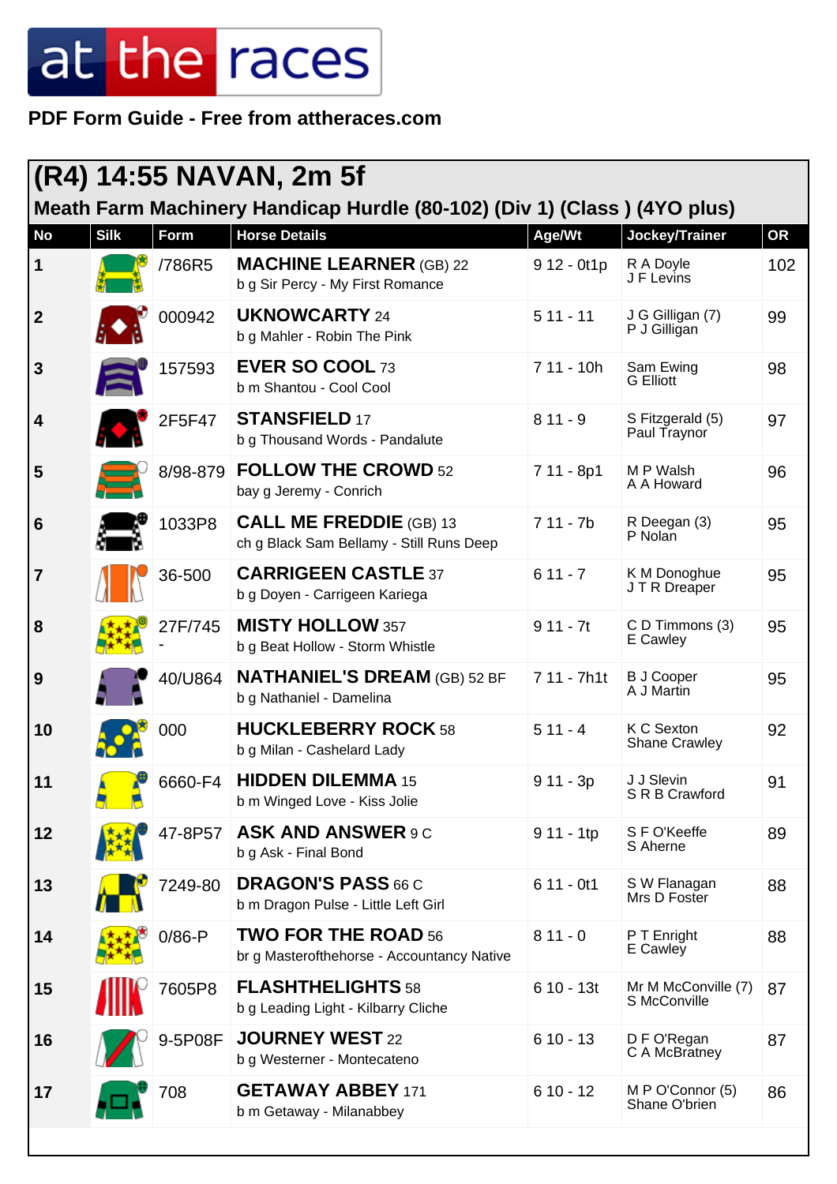# at the races

**PDF Form Guide - Free from attheraces.com**

## (R4) 14:55 NAVAN, 2m 5f

### Meath Farm Machinery Handicap Hurdle (80-102) (Div 1) (Class ) (4YO plus)

| No | Silk | Form | Horse Details | Age/Wt | Jockey/Trainer | OR |
|---|---|---|---|---|---|---|
| 1 | | /786R5 | **MACHINE LEARNER** (GB) 22<br>b g Sir Percy - My First Romance | 9 12 - 0t1p | R A Doyle<br>J F Levins | 102 |
| 2 | | 000942 | **UKNOWCARTY** 24<br>b g Mahler - Robin The Pink | 5 11 - 11 | J G Gilligan (7)<br>P J Gilligan | 99 |
| 3 | | 157593 | **EVER SO COOL** 73<br>b m Shantou - Cool Cool | 7 11 - 10h | Sam Ewing<br>G Elliott | 98 |
| 4 | | 2F5F47 | **STANSFIELD** 17<br>b g Thousand Words - Pandalute | 8 11 - 9 | S Fitzgerald (5)<br>Paul Traynor | 97 |
| 5 | | 8/98-879 | **FOLLOW THE CROWD** 52<br>bay g Jeremy - Conrich | 7 11 - 8p1 | M P Walsh<br>A A Howard | 96 |
| 6 | | 1033P8 | **CALL ME FREDDIE** (GB) 13<br>ch g Black Sam Bellamy - Still Runs Deep | 7 11 - 7b | R Deegan (3)<br>P Nolan | 95 |
| 7 | | 36-500 | **CARRIGEEN CASTLE** 37<br>b g Doyen - Carrigeen Kariega | 6 11 - 7 | K M Donoghue<br>J T R Dreaper | 95 |
| 8 | | 27F/745- | **MISTY HOLLOW** 357<br>b g Beat Hollow - Storm Whistle | 9 11 - 7t | C D Timmons (3)<br>E Cawley | 95 |
| 9 | | 40/U864 | **NATHANIEL'S DREAM** (GB) 52 BF<br>b g Nathaniel - Damelina | 7 11 - 7h1t | B J Cooper<br>A J Martin | 95 |
| 10 | | 000 | **HUCKLEBERRY ROCK** 58<br>b g Milan - Cashelard Lady | 5 11 - 4 | K C Sexton<br>Shane Crawley | 92 |
| 11 | | 6660-F4 | **HIDDEN DILEMMA** 15<br>b m Winged Love - Kiss Jolie | 9 11 - 3p | J J Slevin<br>S R B Crawford | 91 |
| 12 | | 47-8P57 | **ASK AND ANSWER** 9 C<br>b g Ask - Final Bond | 9 11 - 1tp | S F O'Keeffe<br>S Aherne | 89 |
| 13 | | 7249-80 | **DRAGON'S PASS** 66 C<br>b m Dragon Pulse - Little Left Girl | 6 11 - 0t1 | S W Flanagan<br>Mrs D Foster | 88 |
| 14 | | 0/86-P | **TWO FOR THE ROAD** 56<br>br g Masterofthehorse - Accountancy Native | 8 11 - 0 | P T Enright<br>E Cawley | 88 |
| 15 | | 7605P8 | **FLASHTHELIGHTS** 58<br>b g Leading Light - Kilbarry Cliche | 6 10 - 13t | Mr M McConville (7)<br>S McConville | 87 |
| 16 | | 9-5P08F | **JOURNEY WEST** 22<br>b g Westerner - Montecateno | 6 10 - 13 | D F O'Regan<br>C A McBratney | 87 |
| 17 | | 708 | **GETAWAY ABBEY** 171<br>b m Getaway - Milanabbey | 6 10 - 12 | M P O'Connor (5)<br>Shane O'brien | 86 |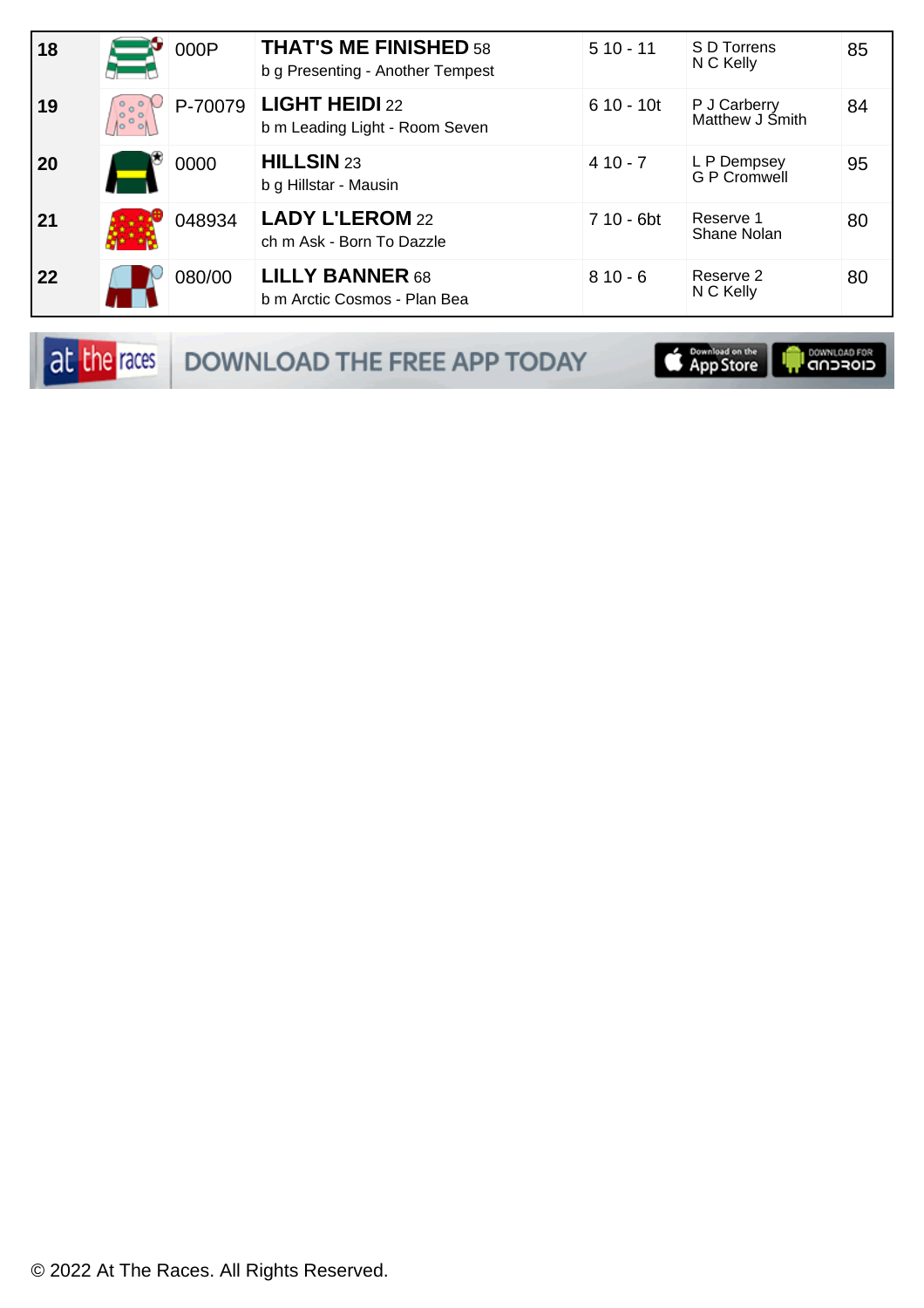| | | | | | | |
|---|---|---|---|---|---|---|
| 18 | | 000P | **THAT'S ME FINISHED** 58<br>b g Presenting - Another Tempest | 5 10 - 11 | S D Torrens<br>N C Kelly | 85 |
| 19 | | P-70079 | **LIGHT HEIDI** 22<br>b m Leading Light - Room Seven | 6 10 - 10t | P J Carberry<br>Matthew J Smith | 84 |
| 20 | | 0000 | **HILLSIN** 23<br>b g Hillstar - Mausin | 4 10 - 7 | L P Dempsey<br>G P Cromwell | 95 |
| 21 | | 048934 | **LADY L'LEROM** 22<br>ch m Ask - Born To Dazzle | 7 10 - 6bt | Reserve 1<br>Shane Nolan | 80 |
| 22 | | 080/00 | **LILLY BANNER** 68<br>b m Arctic Cosmos - Plan Bea | 8 10 - 6 | Reserve 2<br>N C Kelly | 80 |

at the races DOWNLOAD THE FREE APP TODAY

© 2022 At The Races. All Rights Reserved.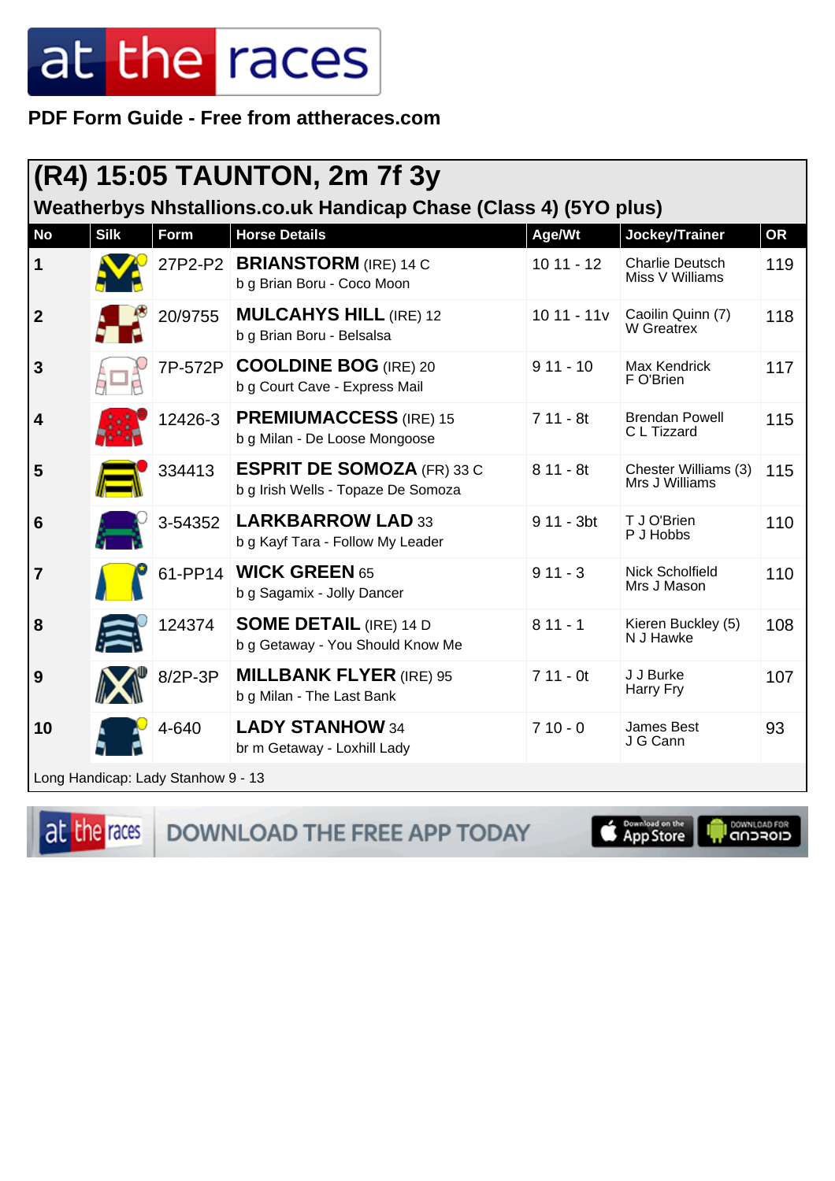PDF Form Guide - Free from attheraces.com

## (R4) 15:05 TAUNTON, 2m 7f 3y

### Weatherbys Nhstallions.co.uk Handicap Chase (Class 4) (5YO plus)

| No | Silk | Form | Horse Details | Age/Wt | Jockey/Trainer | OR |
|---|---|---|---|---|---|---|
| 1 | | 27P2-P2 | **BRIANSTORM** (IRE) 14 C<br>b g Brian Boru - Coco Moon | 10 11 - 12 | Charlie Deutsch<br>Miss V Williams | 119 |
| 2 | | 20/9755 | **MULCAHYS HILL** (IRE) 12<br>b g Brian Boru - Belsalsa | 10 11 - 11v | Caoilin Quinn (7)<br>W Greatrex | 118 |
| 3 | | 7P-572P | **COOLDINE BOG** (IRE) 20<br>b g Court Cave - Express Mail | 9 11 - 10 | Max Kendrick<br>F O'Brien | 117 |
| 4 | | 12426-3 | **PREMIUMACCESS** (IRE) 15<br>b g Milan - De Loose Mongoose | 7 11 - 8t | Brendan Powell<br>C L Tizzard | 115 |
| 5 | | 334413 | **ESPRIT DE SOMOZA** (FR) 33 C<br>b g Irish Wells - Topaze De Somoza | 8 11 - 8t | Chester Williams (3)<br>Mrs J Williams | 115 |
| 6 | | 3-54352 | **LARKBARROW LAD** 33<br>b g Kayf Tara - Follow My Leader | 9 11 - 3bt | T J O'Brien<br>P J Hobbs | 110 |
| 7 | | 61-PP14 | **WICK GREEN** 65<br>b g Sagamix - Jolly Dancer | 9 11 - 3 | Nick Scholfield<br>Mrs J Mason | 110 |
| 8 | | 124374 | **SOME DETAIL** (IRE) 14 D<br>b g Getaway - You Should Know Me | 8 11 - 1 | Kieren Buckley (5)<br>N J Hawke | 108 |
| 9 | | 8/2P-3P | **MILLBANK FLYER** (IRE) 95<br>b g Milan - The Last Bank | 7 11 - 0t | J J Burke<br>Harry Fry | 107 |
| 10 | | 4-640 | **LADY STANHOW** 34<br>br m Getaway - Loxhill Lady | 7 10 - 0 | James Best<br>J G Cann | 93 |

Long Handicap: Lady Stanhow 9 - 13

DOWNLOAD THE FREE APP TODAY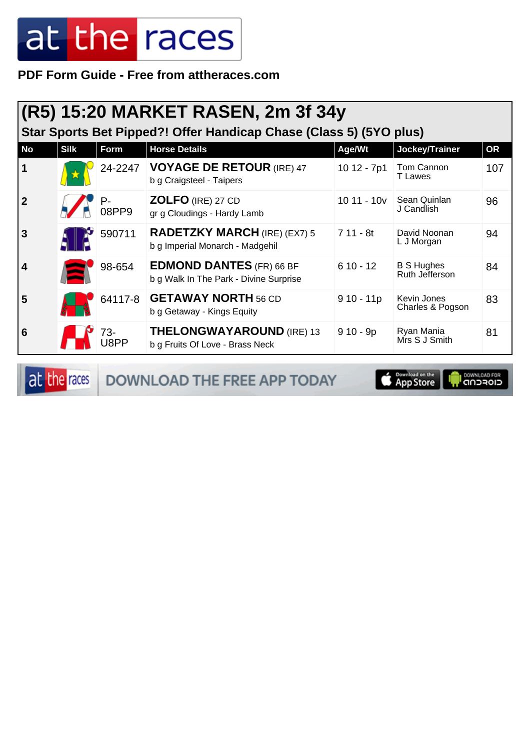PDF Form Guide - Free from attheraces.com

## (R5) 15:20 MARKET RASEN, 2m 3f 34y

### Star Sports Bet Pipped?! Offer Handicap Chase (Class 5) (5YO plus)

| No | Silk | Form | Horse Details | Age/Wt | Jockey/Trainer | OR |
|---|---|---|---|---|---|---|
| 1 | | 24-2247 | **VOYAGE DE RETOUR** (IRE) 47<br>b g Craigsteel - Taipers | 10 12 - 7p1 | Tom Cannon<br>T Lawes | 107 |
| 2 | | P-08PP9 | **ZOLFO** (IRE) 27 CD<br>gr g Cloudings - Hardy Lamb | 10 11 - 10v | Sean Quinlan<br>J Candlish | 96 |
| 3 | | 590711 | **RADETZKY MARCH** (IRE) (EX7) 5<br>b g Imperial Monarch - Madgehil | 7 11 - 8t | David Noonan<br>L J Morgan | 94 |
| 4 | | 98-654 | **EDMOND DANTES** (FR) 66 BF<br>b g Walk In The Park - Divine Surprise | 6 10 - 12 | B S Hughes<br>Ruth Jefferson | 84 |
| 5 | | 64117-8 | **GETAWAY NORTH** 56 CD<br>b g Getaway - Kings Equity | 9 10 - 11p | Kevin Jones<br>Charles & Pogson | 83 |
| 6 | | 73-U8PP | **THELONGWAYAROUND** (IRE) 13<br>b g Fruits Of Love - Brass Neck | 9 10 - 9p | Ryan Mania<br>Mrs S J Smith | 81 |

DOWNLOAD THE FREE APP TODAY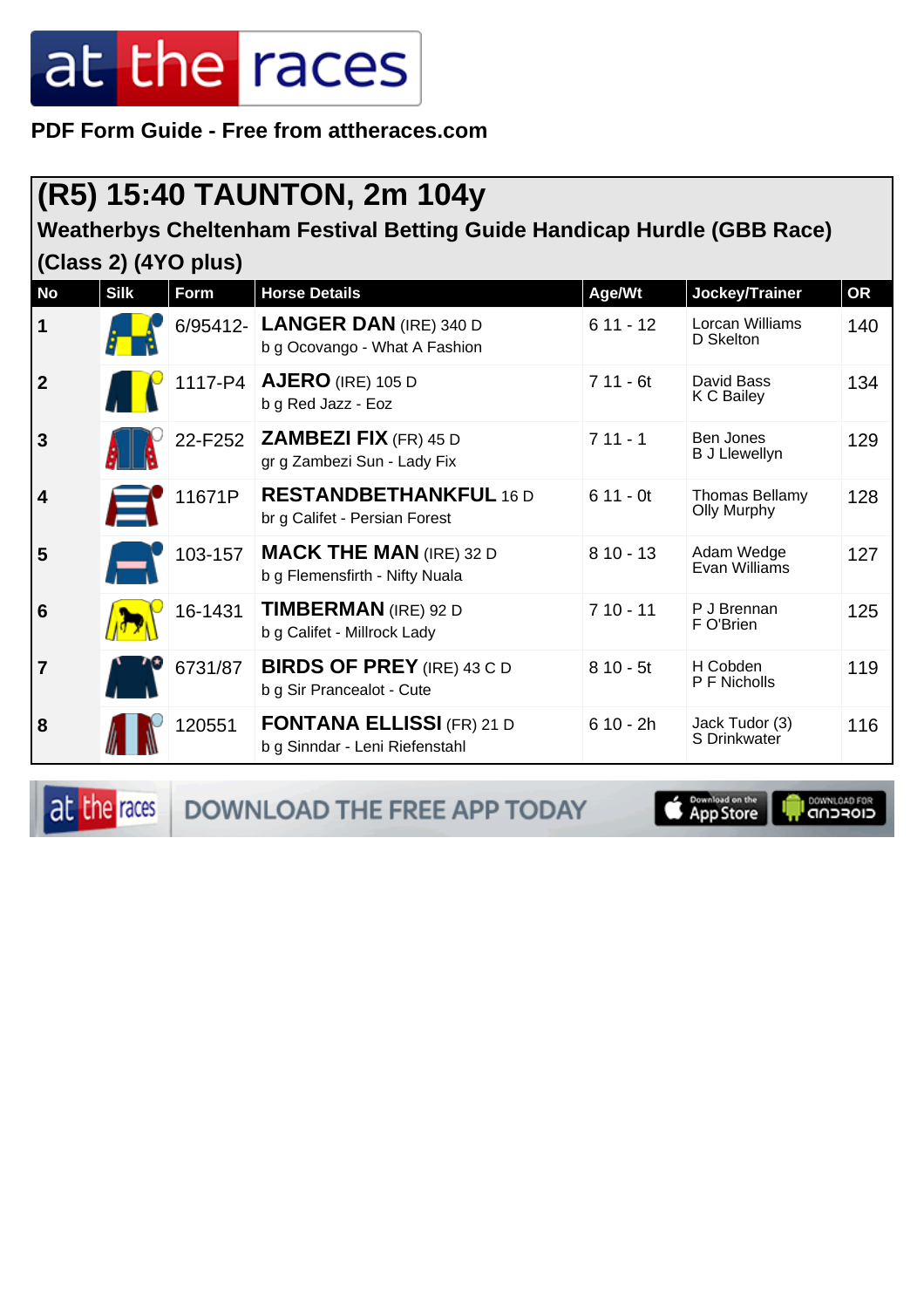PDF Form Guide - Free from attheraces.com

## (R5) 15:40 TAUNTON, 2m 104y

### Weatherbys Cheltenham Festival Betting Guide Handicap Hurdle (GBB Race) (Class 2) (4YO plus)

| No | Silk | Form | Horse Details | Age/Wt | Jockey/Trainer | OR |
|---|---|---|---|---|---|---|
| 1 | | 6/95412- | **LANGER DAN** (IRE) 340 D<br>b g Ocovango - What A Fashion | 6 11 - 12 | Lorcan Williams<br>D Skelton | 140 |
| 2 | | 1117-P4 | **AJERO** (IRE) 105 D<br>b g Red Jazz - Eoz | 7 11 - 6t | David Bass<br>K C Bailey | 134 |
| 3 | | 22-F252 | **ZAMBEZI FIX** (FR) 45 D<br>gr g Zambezi Sun - Lady Fix | 7 11 - 1 | Ben Jones<br>B J Llewellyn | 129 |
| 4 | | 11671P | **RESTANDBETHANKFUL** 16 D<br>br g Califet - Persian Forest | 6 11 - 0t | Thomas Bellamy<br>Olly Murphy | 128 |
| 5 | | 103-157 | **MACK THE MAN** (IRE) 32 D<br>b g Flemensfirth - Nifty Nuala | 8 10 - 13 | Adam Wedge<br>Evan Williams | 127 |
| 6 | | 16-1431 | **TIMBERMAN** (IRE) 92 D<br>b g Califet - Millrock Lady | 7 10 - 11 | P J Brennan<br>F O'Brien | 125 |
| 7 | | 6731/87 | **BIRDS OF PREY** (IRE) 43 C D<br>b g Sir Prancealot - Cute | 8 10 - 5t | H Cobden<br>P F Nicholls | 119 |
| 8 | | 120551 | **FONTANA ELLISSI** (FR) 21 D<br>b g Sinndar - Leni Riefenstahl | 6 10 - 2h | Jack Tudor (3)<br>S Drinkwater | 116 |

DOWNLOAD THE FREE APP TODAY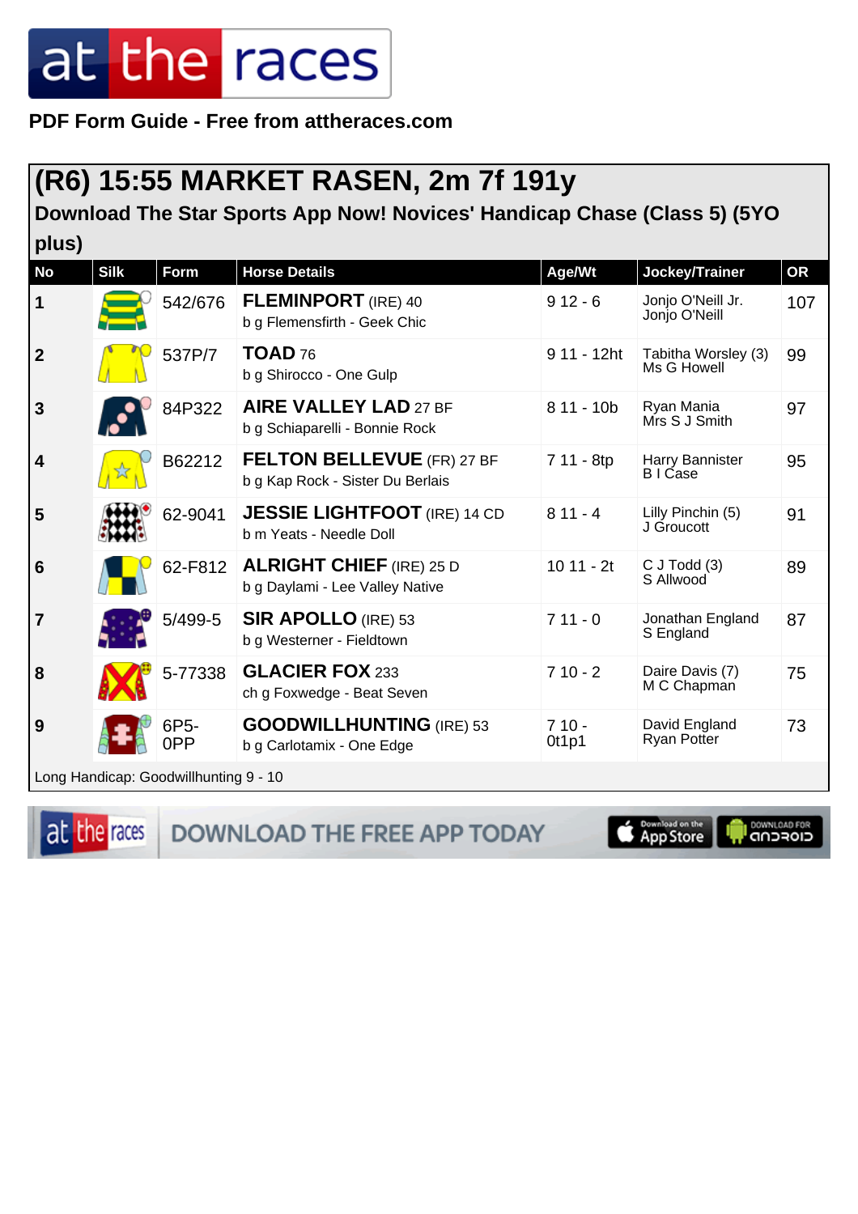PDF Form Guide - Free from attheraces.com

## (R6) 15:55 MARKET RASEN, 2m 7f 191y

### Download The Star Sports App Now! Novices' Handicap Chase (Class 5) (5YO plus)

| No | Silk | Form | Horse Details | Age/Wt | Jockey/Trainer | OR |
|---|---|---|---|---|---|---|
| 1 | | 542/676 | **FLEMINPORT** (IRE) 40<br>b g Flemensfirth - Geek Chic | 9 12 - 6 | Jonjo O'Neill Jr.<br>Jonjo O'Neill | 107 |
| 2 | | 537P/7 | **TOAD** 76<br>b g Shirocco - One Gulp | 9 11 - 12ht | Tabitha Worsley (3)<br>Ms G Howell | 99 |
| 3 | | 84P322 | **AIRE VALLEY LAD** 27 BF<br>b g Schiaparelli - Bonnie Rock | 8 11 - 10b | Ryan Mania<br>Mrs S J Smith | 97 |
| 4 | | B62212 | **FELTON BELLEVUE** (FR) 27 BF<br>b g Kap Rock - Sister Du Berlais | 7 11 - 8tp | Harry Bannister<br>B I Case | 95 |
| 5 | | 62-9041 | **JESSIE LIGHTFOOT** (IRE) 14 CD<br>b m Yeats - Needle Doll | 8 11 - 4 | Lilly Pinchin (5)<br>J Groucott | 91 |
| 6 | | 62-F812 | **ALRIGHT CHIEF** (IRE) 25 D<br>b g Daylami - Lee Valley Native | 10 11 - 2t | C J Todd (3)<br>S Allwood | 89 |
| 7 | | 5/499-5 | **SIR APOLLO** (IRE) 53<br>b g Westerner - Fieldtown | 7 11 - 0 | Jonathan England<br>S England | 87 |
| 8 | | 5-77338 | **GLACIER FOX** 233<br>ch g Foxwedge - Beat Seven | 7 10 - 2 | Daire Davis (7)<br>M C Chapman | 75 |
| 9 | | 6P5-0PP | **GOODWILLHUNTING** (IRE) 53<br>b g Carlotamix - One Edge | 7 10 - 0t1p1 | David England<br>Ryan Potter | 73 |

Long Handicap: Goodwillhunting 9 - 10

DOWNLOAD THE FREE APP TODAY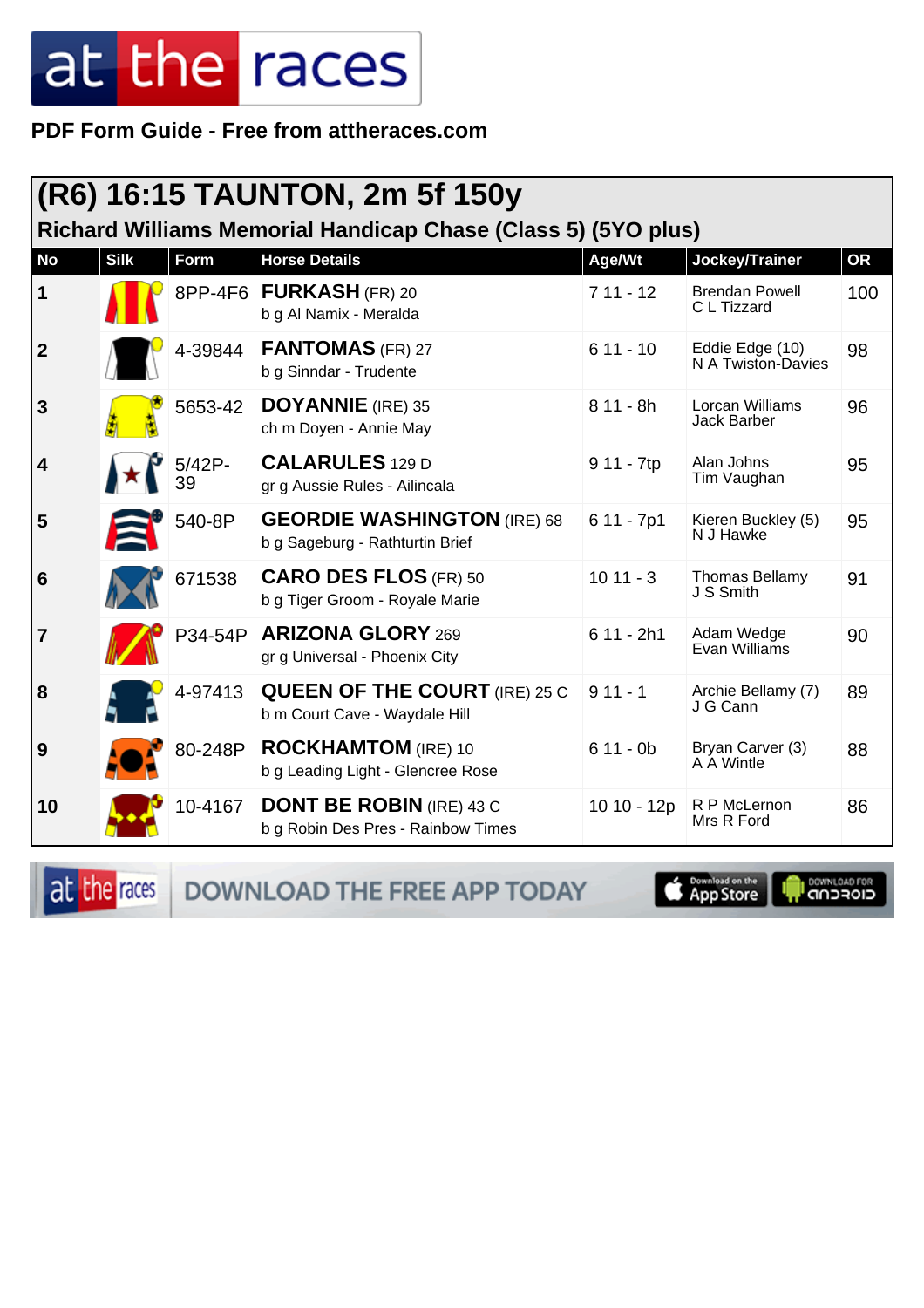**PDF Form Guide - Free from attheraces.com**

# (R6) 16:15 TAUNTON, 2m 5f 150y

## Richard Williams Memorial Handicap Chase (Class 5) (5YO plus)

| No | Silk | Form | Horse Details | Age/Wt | Jockey/Trainer | OR |
|---|---|---|---|---|---|---|
| 1 | | 8PP-4F6 | **FURKASH** (FR) 20<br>b g Al Namix - Meralda | 7 11 - 12 | Brendan Powell<br>C L Tizzard | 100 |
| 2 | | 4-39844 | **FANTOMAS** (FR) 27<br>b g Sinndar - Trudente | 6 11 - 10 | Eddie Edge (10)<br>N A Twiston-Davies | 98 |
| 3 | | 5653-42 | **DOYANNIE** (IRE) 35<br>ch m Doyen - Annie May | 8 11 - 8h | Lorcan Williams<br>Jack Barber | 96 |
| 4 | | 5/42P-39 | **CALARULES** 129 D<br>gr g Aussie Rules - Ailincala | 9 11 - 7tp | Alan Johns<br>Tim Vaughan | 95 |
| 5 | | 540-8P | **GEORDIE WASHINGTON** (IRE) 68<br>b g Sageburg - Rathturtin Brief | 6 11 - 7p1 | Kieren Buckley (5)<br>N J Hawke | 95 |
| 6 | | 671538 | **CARO DES FLOS** (FR) 50<br>b g Tiger Groom - Royale Marie | 10 11 - 3 | Thomas Bellamy<br>J S Smith | 91 |
| 7 | | P34-54P | **ARIZONA GLORY** 269<br>gr g Universal - Phoenix City | 6 11 - 2h1 | Adam Wedge<br>Evan Williams | 90 |
| 8 | | 4-97413 | **QUEEN OF THE COURT** (IRE) 25 C<br>b m Court Cave - Waydale Hill | 9 11 - 1 | Archie Bellamy (7)<br>J G Cann | 89 |
| 9 | | 80-248P | **ROCKHAMTOM** (IRE) 10<br>b g Leading Light - Glencree Rose | 6 11 - 0b | Bryan Carver (3)<br>A A Wintle | 88 |
| 10 | | 10-4167 | **DONT BE ROBIN** (IRE) 43 C<br>b g Robin Des Pres - Rainbow Times | 10 10 - 12p | R P McLernon<br>Mrs R Ford | 86 |

DOWNLOAD THE FREE APP TODAY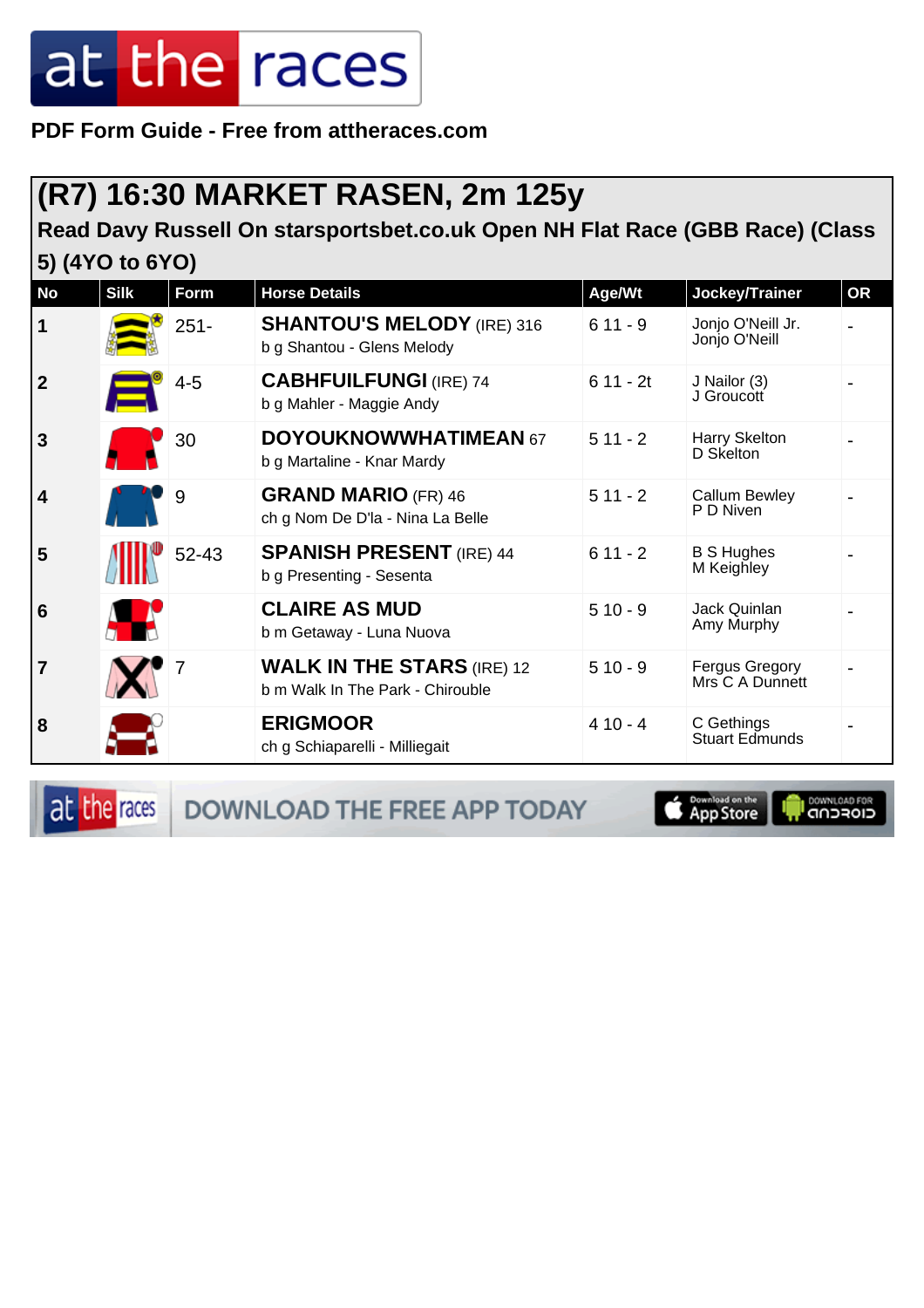PDF Form Guide - Free from attheraces.com

## (R7) 16:30 MARKET RASEN, 2m 125y

### Read Davy Russell On starsportsbet.co.uk Open NH Flat Race (GBB Race) (Class 5) (4YO to 6YO)

| No | Silk | Form | Horse Details | Age/Wt | Jockey/Trainer | OR |
|---|---|---|---|---|---|---|
| 1 | | 251- | **SHANTOU'S MELODY** (IRE) 316<br>b g Shantou - Glens Melody | 6 11 - 9 | Jonjo O'Neill Jr.<br>Jonjo O'Neill | - |
| 2 | | 4-5 | **CABHFUILFUNGI** (IRE) 74<br>b g Mahler - Maggie Andy | 6 11 - 2t | J Nailor (3)<br>J Groucott | - |
| 3 | | 30 | **DOYOUKNOWWHATIMEAN** 67<br>b g Martaline - Knar Mardy | 5 11 - 2 | Harry Skelton<br>D Skelton | - |
| 4 | | 9 | **GRAND MARIO** (FR) 46<br>ch g Nom De D'la - Nina La Belle | 5 11 - 2 | Callum Bewley<br>P D Niven | - |
| 5 | | 52-43 | **SPANISH PRESENT** (IRE) 44<br>b g Presenting - Sesenta | 6 11 - 2 | B S Hughes<br>M Keighley | - |
| 6 | | | **CLAIRE AS MUD**<br>b m Getaway - Luna Nuova | 5 10 - 9 | Jack Quinlan<br>Amy Murphy | - |
| 7 | | 7 | **WALK IN THE STARS** (IRE) 12<br>b m Walk In The Park - Chirouble | 5 10 - 9 | Fergus Gregory<br>Mrs C A Dunnett | - |
| 8 | | | **ERIGMOOR**<br>ch g Schiaparelli - Milliegait | 4 10 - 4 | C Gethings<br>Stuart Edmunds | - |

DOWNLOAD THE FREE APP TODAY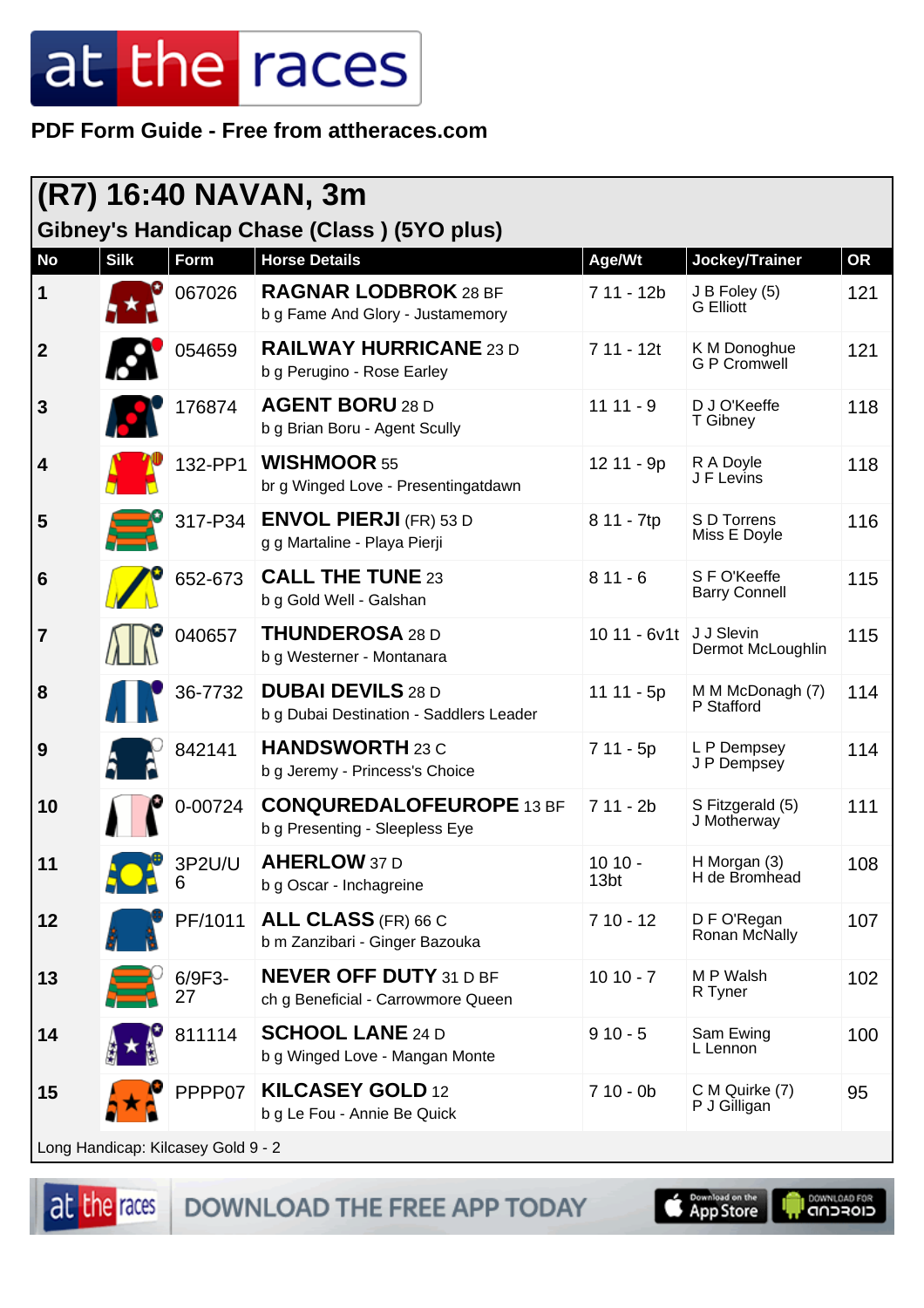PDF Form Guide - Free from attheraces.com

## (R7) 16:40 NAVAN, 3m

### Gibney's Handicap Chase (Class ) (5YO plus)

| No | Silk | Form | Horse Details | Age/Wt | Jockey/Trainer | OR |
|---|---|---|---|---|---|---|
| 1 | | 067026 | **RAGNAR LODBROK** 28 BF<br>b g Fame And Glory - Justamemory | 7 11 - 12b | J B Foley (5)<br>G Elliott | 121 |
| 2 | | 054659 | **RAILWAY HURRICANE** 23 D<br>b g Perugino - Rose Earley | 7 11 - 12t | K M Donoghue<br>G P Cromwell | 121 |
| 3 | | 176874 | **AGENT BORU** 28 D<br>b g Brian Boru - Agent Scully | 11 11 - 9 | D J O'Keeffe<br>T Gibney | 118 |
| 4 | | 132-PP1 | **WISHMOOR** 55<br>br g Winged Love - Presentingatdawn | 12 11 - 9p | R A Doyle<br>J F Levins | 118 |
| 5 | | 317-P34 | **ENVOL PIERJI** (FR) 53 D<br>g g Martaline - Playa Pierji | 8 11 - 7tp | S D Torrens<br>Miss E Doyle | 116 |
| 6 | | 652-673 | **CALL THE TUNE** 23<br>b g Gold Well - Galshan | 8 11 - 6 | S F O'Keeffe<br>Barry Connell | 115 |
| 7 | | 040657 | **THUNDEROSA** 28 D<br>b g Westerner - Montanara | 10 11 - 6v1t | J J Slevin<br>Dermot McLoughlin | 115 |
| 8 | | 36-7732 | **DUBAI DEVILS** 28 D<br>b g Dubai Destination - Saddlers Leader | 11 11 - 5p | M M McDonagh (7)<br>P Stafford | 114 |
| 9 | | 842141 | **HANDSWORTH** 23 C<br>b g Jeremy - Princess's Choice | 7 11 - 5p | L P Dempsey<br>J P Dempsey | 114 |
| 10 | | 0-00724 | **CONQUEREDALOFEUROPE** 13 BF<br>b g Presenting - Sleepless Eye | 7 11 - 2b | S Fitzgerald (5)<br>J Motherway | 111 |
| 11 | | 3P2U/U6 | **AHERLOW** 37 D<br>b g Oscar - Inchagreine | 10 10 - 13bt | H Morgan (3)<br>H de Bromhead | 108 |
| 12 | | PF/1011 | **ALL CLASS** (FR) 66 C<br>b m Zanzibari - Ginger Bazouka | 7 10 - 12 | D F O'Regan<br>Ronan McNally | 107 |
| 13 | | 6/9F3-27 | **NEVER OFF DUTY** 31 D BF<br>ch g Beneficial - Carrowmore Queen | 10 10 - 7 | M P Walsh<br>R Tyner | 102 |
| 14 | | 811114 | **SCHOOL LANE** 24 D<br>b g Winged Love - Mangan Monte | 9 10 - 5 | Sam Ewing<br>L Lennon | 100 |
| 15 | | PPPP07 | **KILCASEY GOLD** 12<br>b g Le Fou - Annie Be Quick | 7 10 - 0b | C M Quirke (7)<br>P J Gilligan | 95 |

Long Handicap: Kilcasey Gold 9 - 2

DOWNLOAD THE FREE APP TODAY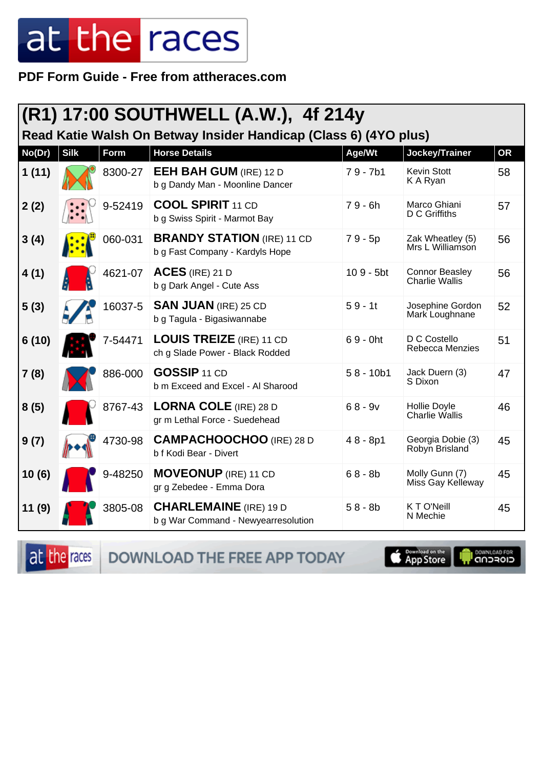PDF Form Guide - Free from attheraces.com

# (R1) 17:00 SOUTHWELL (A.W.), 4f 214y

## Read Katie Walsh On Betway Insider Handicap (Class 6) (4YO plus)

| No(Dr) | Silk | Form | Horse Details | Age/Wt | Jockey/Trainer | OR |
|---|---|---|---|---|---|---|
| 1 (11) | | 8300-27 | **EEH BAH GUM** (IRE) 12 D<br>b g Dandy Man - Moonline Dancer | 7 9 - 7b1 | Kevin Stott<br>K A Ryan | 58 |
| 2 (2) | | 9-52419 | **COOL SPIRIT** 11 CD<br>b g Swiss Spirit - Marmot Bay | 7 9 - 6h | Marco Ghiani<br>D C Griffiths | 57 |
| 3 (4) | | 060-031 | **BRANDY STATION** (IRE) 11 CD<br>b g Fast Company - Kardyls Hope | 7 9 - 5p | Zak Wheatley (5)<br>Mrs L Williamson | 56 |
| 4 (1) | | 4621-07 | **ACES** (IRE) 21 D<br>b g Dark Angel - Cute Ass | 10 9 - 5bt | Connor Beasley<br>Charlie Wallis | 56 |
| 5 (3) | | 16037-5 | **SAN JUAN** (IRE) 25 CD<br>b g Tagula - Bigasiwannabe | 5 9 - 1t | Josephine Gordon<br>Mark Loughnane | 52 |
| 6 (10) | | 7-54471 | **LOUIS TREIZE** (IRE) 11 CD<br>ch g Slade Power - Black Rodded | 6 9 - 0ht | D C Costello<br>Rebecca Menzies | 51 |
| 7 (8) | | 886-000 | **GOSSIP** 11 CD<br>b m Exceed and Excel - Al Sharood | 5 8 - 10b1 | Jack Duern (3)<br>S Dixon | 47 |
| 8 (5) | | 8767-43 | **LORNA COLE** (IRE) 28 D<br>gr m Lethal Force - Suedehead | 6 8 - 9v | Hollie Doyle<br>Charlie Wallis | 46 |
| 9 (7) | | 4730-98 | **CAMPACHOOCHOO** (IRE) 28 D<br>b f Kodi Bear - Divert | 4 8 - 8p1 | Georgia Dobie (3)<br>Robyn Brisland | 45 |
| 10 (6) | | 9-48250 | **MOVEONUP** (IRE) 11 CD<br>gr g Zebedee - Emma Dora | 6 8 - 8b | Molly Gunn (7)<br>Miss Gay Kelleway | 45 |
| 11 (9) | | 3805-08 | **CHARLEMAINE** (IRE) 19 D<br>b g War Command - Newyearresolution | 5 8 - 8b | K T O'Neill<br>N Mechie | 45 |

DOWNLOAD THE FREE APP TODAY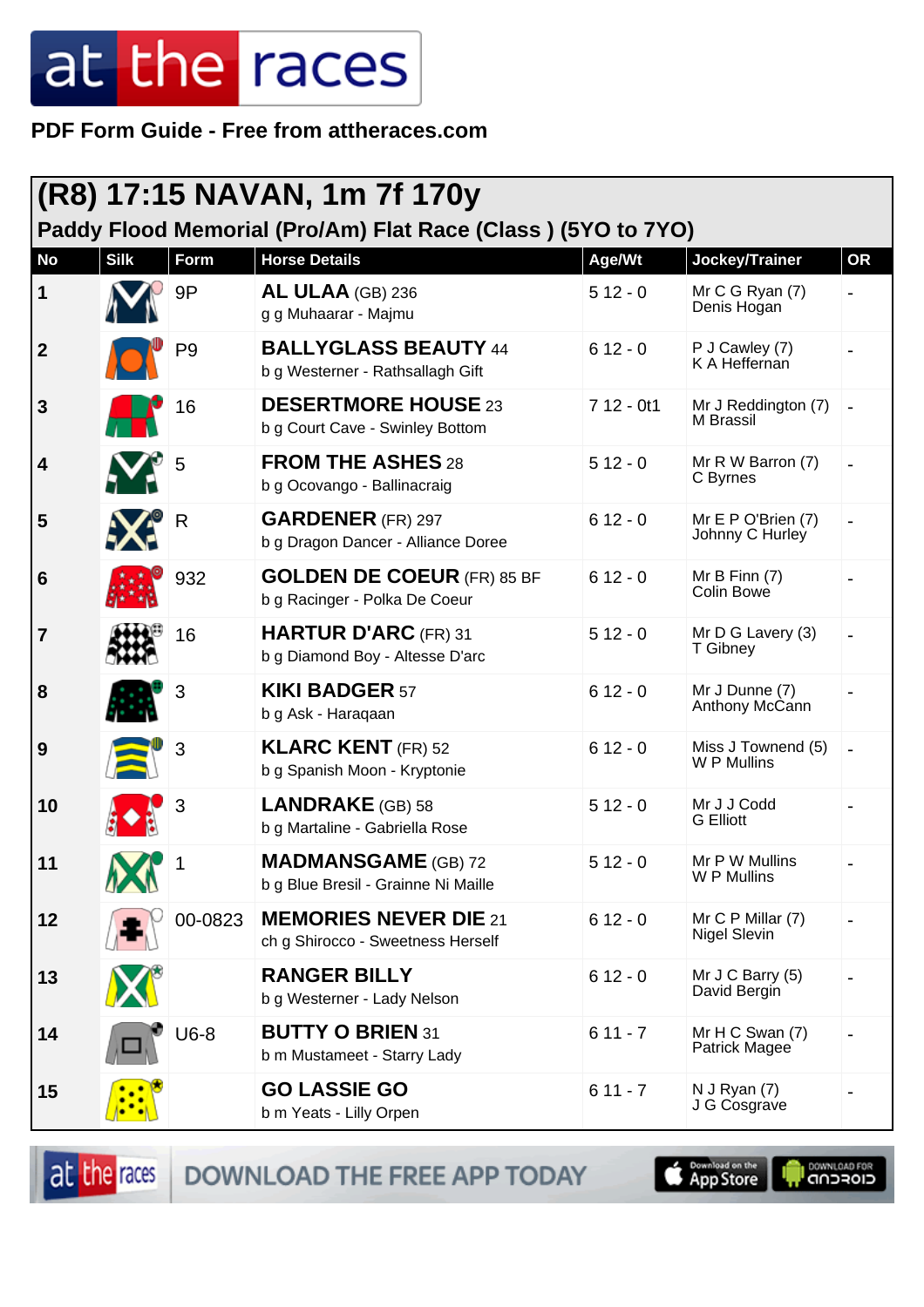PDF Form Guide - Free from attheraces.com

## (R8) 17:15 NAVAN, 1m 7f 170y

### Paddy Flood Memorial (Pro/Am) Flat Race (Class ) (5YO to 7YO)

| No | Silk | Form | Horse Details | Age/Wt | Jockey/Trainer | OR |
|---|---|---|---|---|---|---|
| 1 | | 9P | **AL ULAA** (GB) 236<br>g g Muhaarar - Majmu | 5 12 - 0 | Mr C G Ryan (7)<br>Denis Hogan | - |
| 2 | | P9 | **BALLYGLASS BEAUTY** 44<br>b g Westerner - Rathsallagh Gift | 6 12 - 0 | P J Cawley (7)<br>K A Heffernan | - |
| 3 | | 16 | **DESERTMORE HOUSE** 23<br>b g Court Cave - Swinley Bottom | 7 12 - 0t1 | Mr J Reddington (7)<br>M Brassil | - |
| 4 | | 5 | **FROM THE ASHES** 28<br>b g Ocovango - Ballinacraig | 5 12 - 0 | Mr R W Barron (7)<br>C Byrnes | - |
| 5 | | R | **GARDENER** (FR) 297<br>b g Dragon Dancer - Alliance Doree | 6 12 - 0 | Mr E P O'Brien (7)<br>Johnny C Hurley | - |
| 6 | | 932 | **GOLDEN DE COEUR** (FR) 85 BF<br>b g Racinger - Polka De Coeur | 6 12 - 0 | Mr B Finn (7)<br>Colin Bowe | - |
| 7 | | 16 | **HARTUR D'ARC** (FR) 31<br>b g Diamond Boy - Altesse D'arc | 5 12 - 0 | Mr D G Lavery (3)<br>T Gibney | - |
| 8 | | 3 | **KIKI BADGER** 57<br>b g Ask - Haraqaan | 6 12 - 0 | Mr J Dunne (7)<br>Anthony McCann | - |
| 9 | | 3 | **KLARC KENT** (FR) 52<br>b g Spanish Moon - Kryptonie | 6 12 - 0 | Miss J Townend (5)<br>W P Mullins | - |
| 10 | | 3 | **LANDRAKE** (GB) 58<br>b g Martaline - Gabriella Rose | 5 12 - 0 | Mr J J Codd<br>G Elliott | - |
| 11 | | 1 | **MADMANSGAME** (GB) 72<br>b g Blue Bresil - Grainne Ni Maille | 5 12 - 0 | Mr P W Mullins<br>W P Mullins | - |
| 12 | | 00-0823 | **MEMORIES NEVER DIE** 21<br>ch g Shirocco - Sweetness Herself | 6 12 - 0 | Mr C P Millar (7)<br>Nigel Slevin | - |
| 13 | | | **RANGER BILLY**<br>b g Westerner - Lady Nelson | 6 12 - 0 | Mr J C Barry (5)<br>David Bergin | - |
| 14 | | U6-8 | **BUTTY O BRIEN** 31<br>b m Mustameet - Starry Lady | 6 11 - 7 | Mr H C Swan (7)<br>Patrick Magee | - |
| 15 | | | **GO LASSIE GO**<br>b m Yeats - Lilly Orpen | 6 11 - 7 | N J Ryan (7)<br>J G Cosgrave | - |

DOWNLOAD THE FREE APP TODAY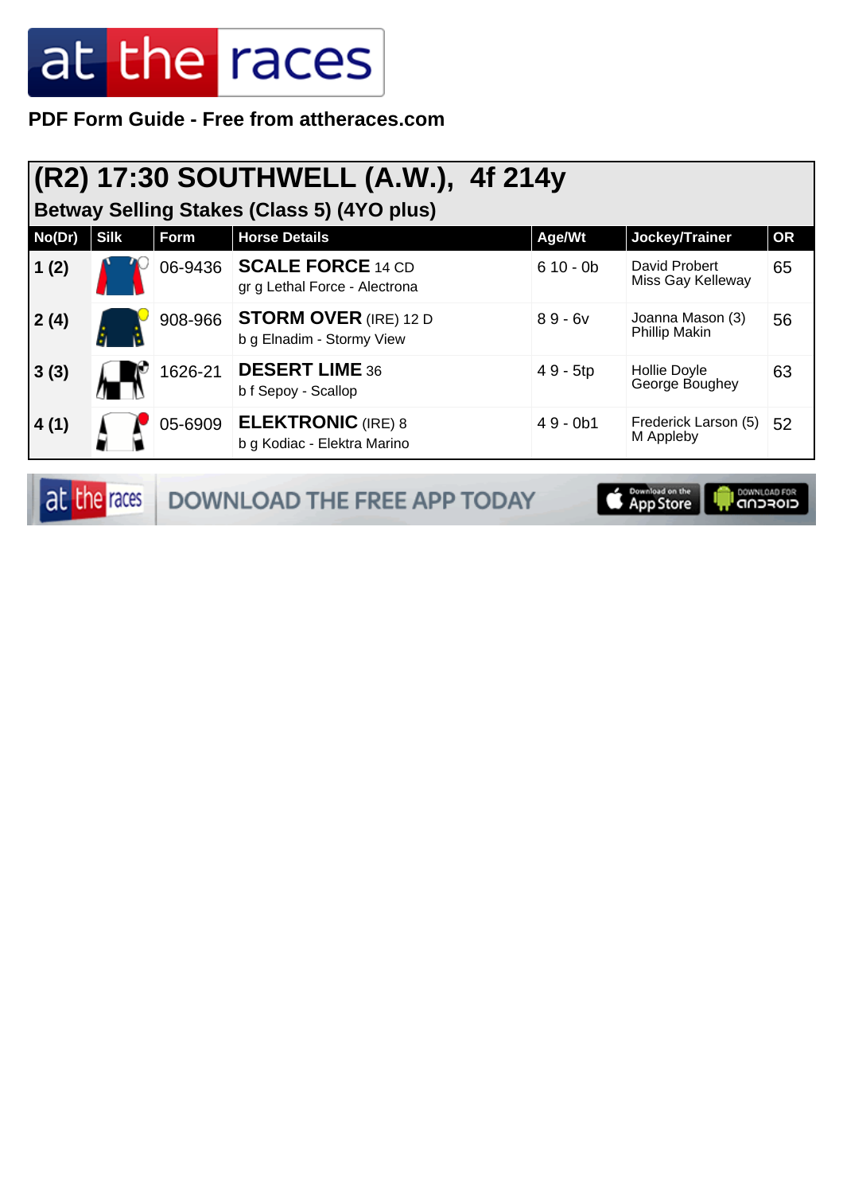PDF Form Guide - Free from attheraces.com

# (R2) 17:30 SOUTHWELL (A.W.), 4f 214y

## Betway Selling Stakes (Class 5) (4YO plus)

| No(Dr) | Silk | Form | Horse Details | Age/Wt | Jockey/Trainer | OR |
|---|---|---|---|---|---|---|
| 1 (2) | | 06-9436 | **SCALE FORCE** 14 CD<br>gr g Lethal Force - Alectrona | 6 10 - 0b | David Probert<br>Miss Gay Kelleway | 65 |
| 2 (4) | | 908-966 | **STORM OVER** (IRE) 12 D<br>b g Elnadim - Stormy View | 8 9 - 6v | Joanna Mason (3)<br>Phillip Makin | 56 |
| 3 (3) | | 1626-21 | **DESERT LIME** 36<br>b f Sepoy - Scallop | 4 9 - 5tp | Hollie Doyle<br>George Boughey | 63 |
| 4 (1) | | 05-6909 | **ELEKTRONIC** (IRE) 8<br>b g Kodiac - Elektra Marino | 4 9 - 0b1 | Frederick Larson (5)<br>M Appleby | 52 |

DOWNLOAD THE FREE APP TODAY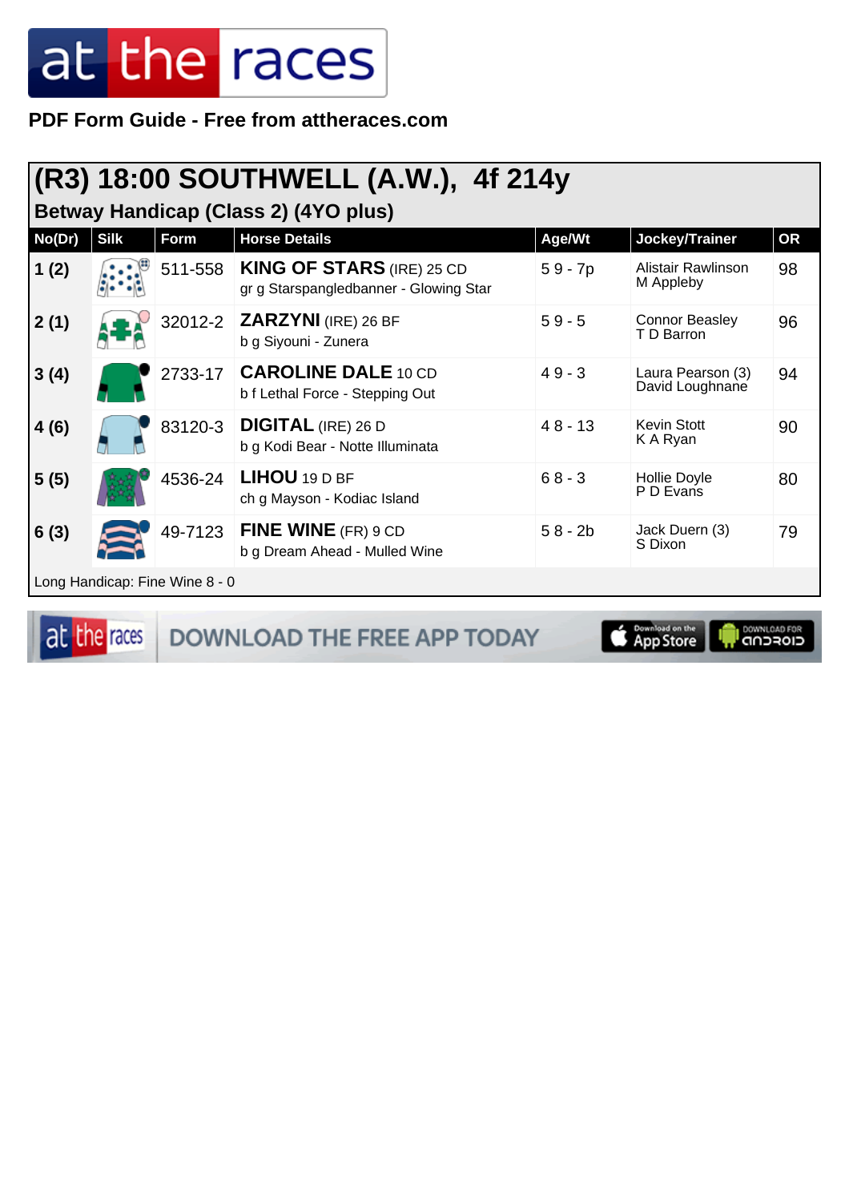**PDF Form Guide - Free from attheraces.com**

## (R3) 18:00 SOUTHWELL (A.W.), 4f 214y

### Betway Handicap (Class 2) (4YO plus)

| No(Dr) | Silk | Form | Horse Details | Age/Wt | Jockey/Trainer | OR |
|---|---|---|---|---|---|---|
| 1 (2) | | 511-558 | **KING OF STARS** (IRE) 25 CD<br>gr g Starspangledbanner - Glowing Star | 5 9 - 7p | Alistair Rawlinson<br>M Appleby | 98 |
| 2 (1) | | 32012-2 | **ZARZYNI** (IRE) 26 BF<br>b g Siyouni - Zunera | 5 9 - 5 | Connor Beasley<br>T D Barron | 96 |
| 3 (4) | | 2733-17 | **CAROLINE DALE** 10 CD<br>b f Lethal Force - Stepping Out | 4 9 - 3 | Laura Pearson (3)<br>David Loughnane | 94 |
| 4 (6) | | 83120-3 | **DIGITAL** (IRE) 26 D<br>b g Kodi Bear - Notte Illuminata | 4 8 - 13 | Kevin Stott<br>K A Ryan | 90 |
| 5 (5) | | 4536-24 | **LIHOU** 19 D BF<br>ch g Mayson - Kodiac Island | 6 8 - 3 | Hollie Doyle<br>P D Evans | 80 |
| 6 (3) | | 49-7123 | **FINE WINE** (FR) 9 CD<br>b g Dream Ahead - Mulled Wine | 5 8 - 2b | Jack Duern (3)<br>S Dixon | 79 |

Long Handicap: Fine Wine 8 - 0

DOWNLOAD THE FREE APP TODAY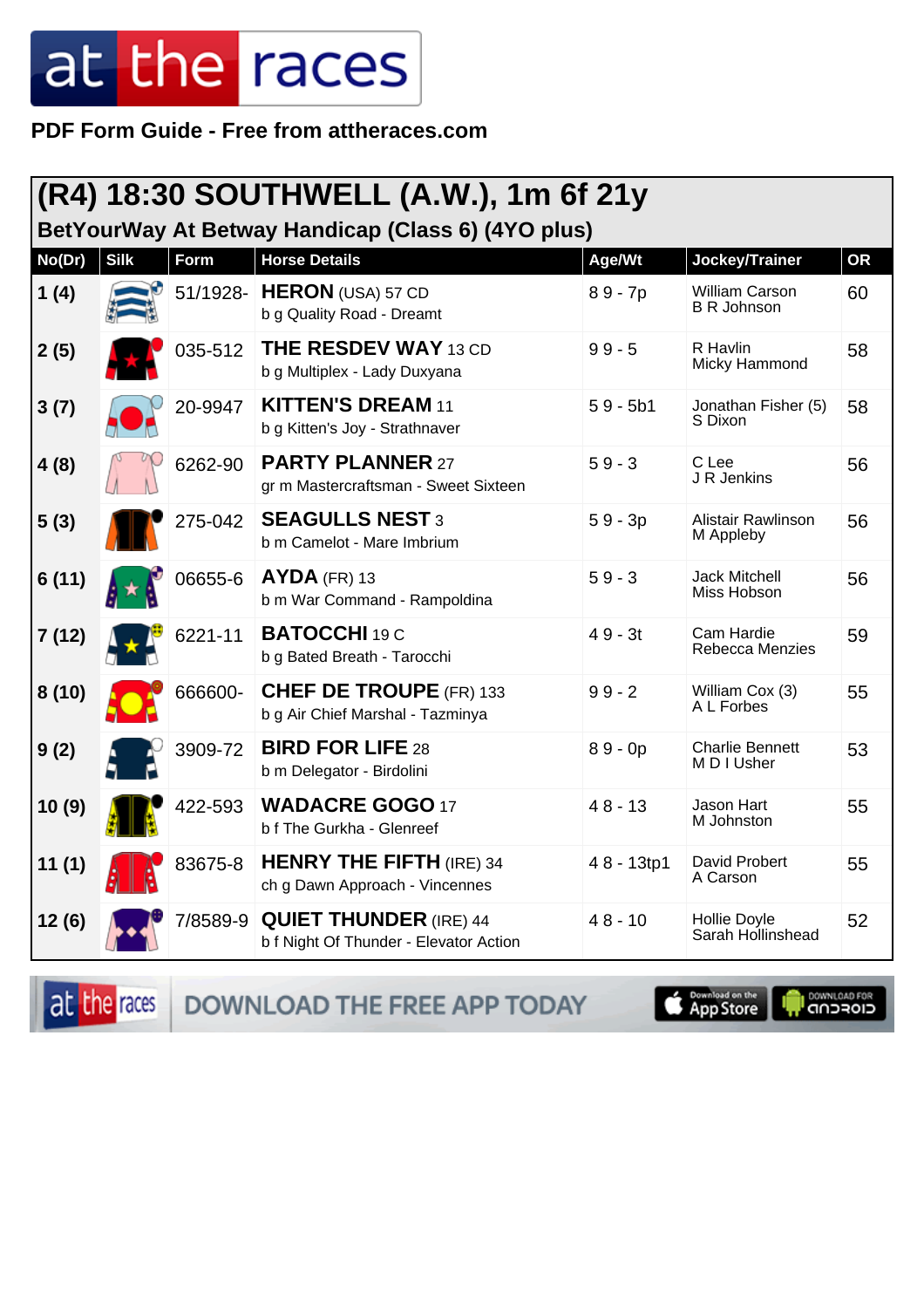PDF Form Guide - Free from attheraces.com

## (R4) 18:30 SOUTHWELL (A.W.), 1m 6f 21y

### BetYourWay At Betway Handicap (Class 6) (4YO plus)

| No(Dr) | Silk | Form | Horse Details | Age/Wt | Jockey/Trainer | OR |
|---|---|---|---|---|---|---|
| 1 (4) | | 51/1928- | **HERON** (USA) 57 CD<br>b g Quality Road - Dreamt | 8 9 - 7p | William Carson<br>B R Johnson | 60 |
| 2 (5) | | 035-512 | **THE RESDEV WAY** 13 CD<br>b g Multiplex - Lady Duxyana | 9 9 - 5 | R Havlin<br>Micky Hammond | 58 |
| 3 (7) | | 20-9947 | **KITTEN'S DREAM** 11<br>b g Kitten's Joy - Strathnaver | 5 9 - 5b1 | Jonathan Fisher (5)<br>S Dixon | 58 |
| 4 (8) | | 6262-90 | **PARTY PLANNER** 27<br>gr m Mastercraftsman - Sweet Sixteen | 5 9 - 3 | C Lee<br>J R Jenkins | 56 |
| 5 (3) | | 275-042 | **SEAGULLS NEST** 3<br>b m Camelot - Mare Imbrium | 5 9 - 3p | Alistair Rawlinson<br>M Appleby | 56 |
| 6 (11) | | 06655-6 | **AYDA** (FR) 13<br>b m War Command - Rampoldina | 5 9 - 3 | Jack Mitchell<br>Miss Hobson | 56 |
| 7 (12) | | 6221-11 | **BATOCCHI** 19 C<br>b g Bated Breath - Tarocchi | 4 9 - 3t | Cam Hardie<br>Rebecca Menzies | 59 |
| 8 (10) | | 666600- | **CHEF DE TROUPE** (FR) 133<br>b g Air Chief Marshal - Tazminya | 9 9 - 2 | William Cox (3)<br>A L Forbes | 55 |
| 9 (2) | | 3909-72 | **BIRD FOR LIFE** 28<br>b m Delegator - Birdolini | 8 9 - 0p | Charlie Bennett<br>M D I Usher | 53 |
| 10 (9) | | 422-593 | **WADACRE GOGO** 17<br>b f The Gurkha - Glenreef | 4 8 - 13 | Jason Hart<br>M Johnston | 55 |
| 11 (1) | | 83675-8 | **HENRY THE FIFTH** (IRE) 34<br>ch g Dawn Approach - Vincennes | 4 8 - 13tp1 | David Probert<br>A Carson | 55 |
| 12 (6) | | 7/8589-9 | **QUIET THUNDER** (IRE) 44<br>b f Night Of Thunder - Elevator Action | 4 8 - 10 | Hollie Doyle<br>Sarah Hollinshead | 52 |

DOWNLOAD THE FREE APP TODAY